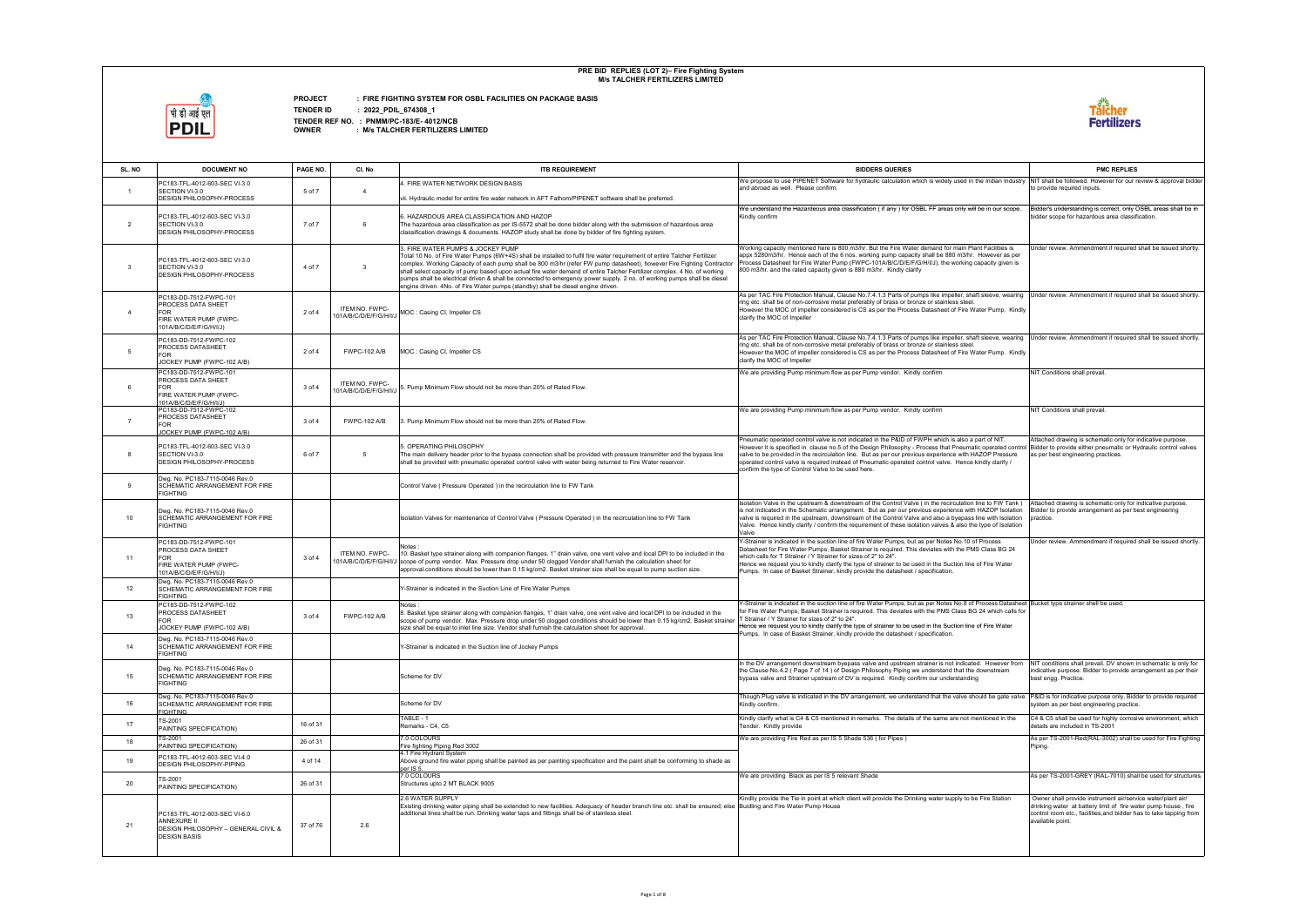# PRE BID REPLIES (LOT 2)– Fire Fighting System
## M/s TALCHER FERTILIZERS LIMITED

**PROJECT** : FIRE FIGHTING SYSTEM FOR OSBL FACILITIES ON PACKAGE BASIS
**TENDER ID** : 2022_PDIL_674308_1
**TENDER REF NO.** : PNMM/PC-183/E- 4012/NCB
**OWNER** : M/s TALCHER FERTILIZERS LIMITED

| SL. NO | DOCUMENT NO | PAGE NO. | Cl. No | ITB REQUIREMENT | BIDDERS QUERIES | PMC REPLIES |
|---|---|---|---|---|---|---|
| 1 | PC183-TFL-4012-603-SEC VI-3.0 SECTION VI-3.0 DESIGN PHILOSOPHY-PROCESS | 5 of 7 | 4 | 4. FIRE WATER NETWORK DESIGN BASIS<br>vii. Hydraulic model for entire fire water network in AFT Fathom/PIPENET software shall be preferred. | We propose to use PIPENET Software for hydraulic calculation which is widely used in the Indian Industry and abroad as well. Please confirm. | NIT shall be followed. However for our review & approval bidder to provide required inputs. |
| 2 | PC183-TFL-4012-603-SEC VI-3.0 SECTION VI-3.0 DESIGN PHILOSOPHY-PROCESS | 7 of 7 | 6 | 6. HAZARDOUS AREA CLASSIFICATION AND HAZOP<br>The hazardous area classification as per IS-5572 shall be done bidder along with the submission of hazardous area classification drawings & documents. HAZOP study shall be done by bidder of fire fighting system. | We understand the Hazardeous area classification ( if any ) for OSBL FF areas only will be in our scope. Kindly confirm | Bidder's understanding is correct, only OSBL areas shall be in bidder scope for hazardous area classification. |
| 3 | PC183-TFL-4012-603-SEC VI-3.0 SECTION VI-3.0 DESIGN PHILOSOPHY-PROCESS | 4 of 7 | 3 | 3. FIRE WATER PUMPS & JOCKEY PUMP<br>Total 10 No. of Fire Water Pumps (6W+4S) shall be installed to fulfil fire water requirement of entire Talcher Fertilizer complex. Working Capacity of each pump shall be 800 m3/hr (refer FW pump datasheet), however Fire Fighting Contractor shall select capacity of pump based upon actual fire water demand of entire Talcher Fertilizer complex. 4 No. of working pumps shall be electrical driven & shall be connected to emergency power supply. 2 no. of working pumps shall be diesel engine driven. 4No. of Fire Water pumps (standby) shall be diesel engine driven. | Working capacity mentioned here is 800 m3/hr. But the Fire Water demand for main Plant Facilities is appx 5280m3/hr. Hence each of the 6 nos. working pump capacity shall be 880 m3/hr. However as per Process Datasheet for Fire Water Pump (FWPC-101A/B/C/D/E/F/G/H/I/J), the working capacity given is 800 m3/hr. and the rated capacity given is 880 m3/hr. Kindly clarify | Under review. Ammendment if required shall be issued shortly. |
| 4 | PC183-DD-7512-FWPC-101 PROCESS DATA SHEET FOR FIRE WATER PUMP (FWPC-101A/B/C/D/E/F/G/H/I/J) | 2 of 4 | ITEM NO. FWPC-101A/B/C/D/E/F/G/H/I/J | MOC : Casing CI, Impeller CS | As per TAC Fire Protection Manual, Clause No.7.4.1.3 Parts of pumps like impeller, shaft sleeve, wearing ring etc. shall be of non-corrosive metal preferably of brass or bronze or stainless steel.<br>However the MOC of impeller considered is CS as per the Process Datasheet of Fire Water Pump. Kindly clarify the MOC of Impeller | Under review. Ammendment if required shall be issued shortly. |
| 5 | PC183-DD-7512-FWPC-102 PROCESS DATASHEET FOR JOCKEY PUMP (FWPC-102 A/B) | 2 of 4 | FWPC-102 A/B | MOC : Casing CI, Impeller CS | As per TAC Fire Protection Manual, Clause No.7.4.1.3 Parts of pumps like impeller, shaft sleeve, wearing ring etc. shall be of non-corrosive metal preferably of brass or bronze or stainless steel.<br>However the MOC of impeller considered is CS as per the Process Datasheet of Fire Water Pump. Kindly clarify the MOC of Impeller | Under review. Ammendment if required shall be issued shortly. |
| 6 | PC183-DD-7512-FWPC-101 PROCESS DATA SHEET FOR FIRE WATER PUMP (FWPC-101A/B/C/D/E/F/G/H/I/J) | 3 of 4 | ITEM NO. FWPC-101A/B/C/D/E/F/G/H/I/J | 5. Pump Minimum Flow should not be more than 20% of Rated Flow. | We are providing Pump minimum flow as per Pump vendor. Kindly confirm | NIT Conditions shall prevail. |
| 7 | PC183-DD-7512-FWPC-102 PROCESS DATASHEET FOR JOCKEY PUMP (FWPC-102 A/B) | 3 of 4 | FWPC-102 A/B | 3. Pump Minimum Flow should not be more than 20% of Rated Flow. | We are providing Pump minimum flow as per Pump vendor. Kindly confirm | NIT Conditions shall prevail. |
| 8 | PC183-TFL-4012-603-SEC VI-3.0 SECTION VI-3.0 DESIGN PHILOSOPHY-PROCESS | 6 of 7 | 5 | 5. OPERATING PHILOSOPHY<br>The main delivery header prior to the bypass connection shall be provided with pressure transmitter and the bypass line shall be provided with pneumatic operated control valve with water being returned to Fire Water reservoir. | Pneumatic operated control valve is not indicated in the P&ID of FWPH which is also a part of NIT. However it is specified in clause no.5 of the Design Philosophy - Process that Pneumatic operated control valve to be provided in the recirculation line. But as per our previous experience with HAZOP Pressure operated control valve is required instead of Pneumatic operated control valve. Hence kindly clarify / confirm the type of Control Valve to be used here. | Attached drawing is schematic only for indicative purpose. Bidder to provide either pneumatic or Hydraulic control valves as per best engineering practices. |
| 9 | Dwg. No. PC183-7115-0046 Rev.0 SCHEMATIC ARRANGEMENT FOR FIRE FIGHTING | | | Control Valve ( Pressure Operated ) in the recirculation line to FW Tank | | |
| 10 | Dwg. No. PC183-7115-0046 Rev.0 SCHEMATIC ARRANGEMENT FOR FIRE FIGHTING | | | Isolation Valves for maintenance of Control Valve ( Pressure Operated ) in the recirculation line to FW Tank | Isolation Valve in the upstream & downstream of the Control Valve ( in the recirculation line to FW Tank ) is not indicated in the Schematic arrangement. But as per our previous experience with HAZOP Isolation valve is required in the upstream, downstream of the Control Valve and also a byepass line with Isolation Valve. Hence kindly clarify / confirm the requirement of these isolation valves & also the type of Isolation Valve | Attached drawing is schematic only for indicative purpose. Bidder to provide arrangement as per best engineering practice. |
| 11 | PC183-DD-7512-FWPC-101 PROCESS DATA SHEET FOR FIRE WATER PUMP (FWPC-101A/B/C/D/E/F/G/H/I/J) | 3 of 4 | ITEM NO. FWPC-101A/B/C/D/E/F/G/H/I/J | Notes :<br>10. Basket type strainer along with companion flanges, 1" drain valve, one vent valve and local DPI to be included in the scope of pump vendor. Max. Pressure drop under 50 clogged Vendor shall furnish the calculation sheet for approval.conditions should be lower than 0.15 kg/cm2. Basket strainer size shall be equal to pump suction size. | Y-Strainer is indicated in the suction line of fire Water Pumps, but as per Notes No.10 of Process Datasheet for Fire Water Pumps, Basket Strainer is required. This deviates with the PMS Class BG 24 which calls for T Strainer / Y Strainer for sizes of 2" to 24".<br>Hence we request you to kindly clarify the type of strainer to be used in the Suction line of Fire Water Pumps. In case of Basket Strainer, kindly provide the datasheet / specification. | Under review. Ammendment if required shall be issued shortly. |
| 12 | Dwg. No. PC183-7115-0046 Rev.0 SCHEMATIC ARRANGEMENT FOR FIRE FIGHTING | | | Y-Strainer is indicated in the Suction Line of Fire Water Pumps | | |
| 13 | PC183-DD-7512-FWPC-102 PROCESS DATASHEET FOR JOCKEY PUMP (FWPC-102 A/B) | 3 of 4 | FWPC-102 A/B | Notes :<br>8. Basket type strainer along with companion flanges, 1" drain valve, one vent valve and local DPI to be included in the scope of pump vendor. Max. Pressure drop under 50 clogged conditions should be lower than 0.15 kg/cm2. Basket strainer size shall be equal to inlet line size. Vendor shall furnish the calculation sheet for approval. | Y-Strainer is indicated in the suction line of fire Water Pumps, but as per Notes No.8 of Process Datasheet for Fire Water Pumps, Basket Strainer is required. This deviates with the PMS Class BG 24 which calls for T Strainer / Y Strainer for sizes of 2" to 24".<br>Hence we request you to kindly clarify the type of strainer to be used in the Suction line of Fire Water Pumps. In case of Basket Strainer, kindly provide the datasheet / specification. | Bucket type strainer shall be used. |
| 14 | Dwg. No. PC183-7115-0046 Rev.0 SCHEMATIC ARRANGEMENT FOR FIRE FIGHTING | | | Y-Strainer is indicated in the Suction line of Jockey Pumps | | |
| 15 | Dwg. No. PC183-7115-0046 Rev.0 SCHEMATIC ARRANGEMENT FOR FIRE FIGHTING | | | Scheme for DV | In the DV arrangement downstream bypass valve and upstream strainer is not indicated. However from the Clause No.4.2 ( Page 7 of 14 ) of Design Philosophy Piping we understand that the downstream bypass valve and Strainer upstream of DV is required. Kindly confirm our understanding | NIT conditions shall prevail. DV shown in schematic is only for indicative purpose. Bidder to provide arrangement as per their best engg. Practice. |
| 16 | Dwg. No. PC183-7115-0046 Rev.0 SCHEMATIC ARRANGEMENT FOR FIRE FIGHTING | | | Scheme for DV | Though Plug valve is indicated in the DV arrangement, we understand that the valve should be gate valve. Kindly confirm. | P&ID is for indicative purpose only, Bidder to provide required system as per best engineering practice. |
| 17 | TS-2001 PAINTING SPECIFICATION) | 16 of 31 | | TABLE - 1<br>Remarks - C4, C5 | Kindly clarify what is C4 & C5 mentioned in remarks. The details of the same are not mentioned in the Tender. Kindly provide | C4 & C5 shall be used for highly corrosive environment, which details are included in TS-2001 |
| 18 | TS-2001 PAINTING SPECIFICATION) | 26 of 31 | | 7.0 COLOURS<br>Fire fighting Piping Red 3002 | We are providing Fire Red as per IS 5 Shade 536 ( for Pipes ) | As per TS-2001-Red(RAL-3002) shall be used for Fire Fighting Piping. |
| 19 | PC183-TFL-4012-603-SEC VI-4.0 DESIGN PHILOSOPHY-PIPING | 4 of 14 | | 4.1 Fire Hydrant System<br>Above ground fire water piping shall be painted as per painting specification and the paint shall be conforming to shade as per IS 5. | | |
| 20 | TS-2001 PAINTING SPECIFICATION) | 26 of 31 | | 7.0 COLOURS<br>Structures upto 2 MT BLACK 9005 | We are providing Black as per IS 5 relevant Shade | As per TS-2001-GREY (RAL-7010) shall be used for structures. |
| 21 | PC183-TFL-4012-603-SEC VI-6.0 ANNEXURE II DESIGN PHILOSOPHY – GENERAL CIVIL & DESIGN BASIS | 37 of 76 | 2.6 | 2.6 WATER SUPPLY<br>Existing drinking water piping shall be extended to new facilities. Adequacy of header branch line etc. shall be ensured; else additional lines shall be run. Drinking water taps and fittings shall be of stainless steel. | Kindly provide the Tie in point at which client will provide the Drinking water supply to be Fire Station Buidling and Fire Water Pump House | Owner shall provide instrument air/service water/plant air/ drinking water at battery limit of fire water pump house , fire control room etc., facilities,and bidder has to take tapping from available point. |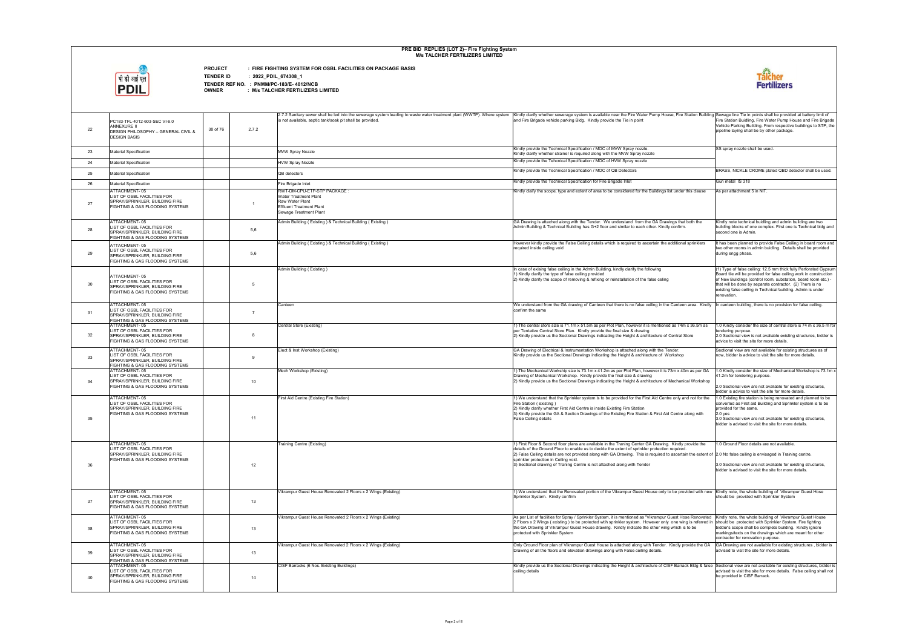# PRE BID REPLIES (LOT 2)– Fire Fighting System
## M/s TALCHER FERTILIZERS LIMITED

पी डी आई एल
PDIL

**PROJECT** : FIRE FIGHTING SYSTEM FOR OSBL FACILITIES ON PACKAGE BASIS
**TENDER ID** : 2022_PDIL_674308_1
**TENDER REF NO.** : PNMM/PC-183/E- 4012/NCB
**OWNER** : M/s TALCHER FERTILIZERS LIMITED

Talcher Fertilizers

| | | | | | | |
|---|---|---|---|---|---|---|
| 22 | PC183-TFL-4012-603-SEC VI-6.0 ANNEXURE II DESIGN PHILOSOPHY – GENERAL CIVIL & DESIGN BASIS | 38 of 76 | 2.7.2 | 2.7.2 Sanitary sewer shall be led into the sewerage system leading to waste water treatment plant (WWTP). Where system is not available, septic tank/soak pit shall be provided. | Kindly clarify whether sewerage system is available near the Fire Water Pump House, Fire Station Building and Fire Brigade vehicle parking Bldg. Kindly provide the Tie in point | Sewage line Tie in points shall be provided at battery limit of Fire Station Buidling, Fire Water Pump House and Fire Brigade Vehicle Parking Building. From respective buildings to STP, the pipeline laying shall be by other package. |
| 23 | Material Specification | | | MVW Spray Nozzle | Kindly provide the Technical Specification / MOC of MVW Spray nozzle. Kindly clarify whether strainer is required along with the MVW Spray nozzle | SS spray nozzle shall be used. |
| 24 | Material Specification | | | HVW Spray Nozzle | Kindly provide the Tehcnical Specification / MOC of HVW Spray nozzle | |
| 25 | Material Specification | | | QB detectors | Kindly provide the Technical Specification / MOC of QB Detectors | BRASS, NICKLE CROME plated QBD detector shall be used. |
| 26 | Material Specification | | | Fire Brigade Inlet | Kindly provide the Technical Specification for Fire Brigade Inlet | Gun metal IS 318 |
| 27 | ATTACHMENT- 05 LIST OF OSBL FACILITIES FOR SPRAY/SPRINKLER, BUILDING FIRE FIGHTING & GAS FLOODING SYSTEMS | | 1 | RWT-DM-CPU-ETP-STP PACKAGE : Water Treatment Plant Raw Water Plant Effluent Treatment Plant Sewage Treatment Plant | Kindly claify the scope, type and extent of area to be considered for the Buildings list under this clause | As per attachment 5 in NIT. |
| 28 | ATTACHMENT- 05 LIST OF OSBL FACILITIES FOR SPRAY/SPRINKLER, BUILDING FIRE FIGHTING & GAS FLOODING SYSTEMS | | 5,6 | Admin Building ( Existing ) & Technical Building ( Existing ) | GA Drawing is attached along with the Tender. We understand from the GA Drawings that both the Admin Building & Technical Building has G+2 floor and similar to each other. Kindly confirm. | Kindly note technical buidling and admin building are two building blocks of one complex. First one is Technical bldg and second one is Admin. |
| 29 | ATTACHMENT- 05 LIST OF OSBL FACILITIES FOR SPRAY/SPRINKLER, BUILDING FIRE FIGHTING & GAS FLOODING SYSTEMS | | 5,6 | Admin Building ( Existing ) & Technical Building ( Existing ) | However kindly provide the False Ceiling details which is required to ascertain the additional sprinklers required inside ceiling void | It has been planned to provide False Ceiling in board room and two other rooms in admin buidling. Details shall be provided during engg phase. |
| 30 | ATTACHMENT- 05 LIST OF OSBL FACILITIES FOR SPRAY/SPRINKLER, BUILDING FIRE FIGHTING & GAS FLOODING SYSTEMS | | 5 | Admin Building ( Existing ) | In case of exising false ceiling in the Admin Building, kindly clarify the following 1) Kindly clarify the type of false ceiling provided 2) Kindly clarify the scope of removing & refixing or reinstallation of the false ceiling | (1) Type of false ceiling: 12.5 mm thick fully Perforated Gypsum Board tile will be provided for false ceiling work in construction of New Buildings (control room, substation, board room etc.) - that will be done by separate contractor. (2) There is no existing false ceiling in Technical building. Admin is under renovation. |
| 31 | ATTACHMENT- 05 LIST OF OSBL FACILITIES FOR SPRAY/SPRINKLER, BUILDING FIRE FIGHTING & GAS FLOODING SYSTEMS | | 7 | Canteen | We understand from the GA drawing of Canteen that there is no false ceiling in the Canteen area. Kindly confirm the same | In canteen building, there is no provision for false ceiling. |
| 32 | ATTACHMENT- 05 LIST OF OSBL FACILITIES FOR SPRAY/SPRINKLER, BUILDING FIRE FIGHTING & GAS FLOODING SYSTEMS | | 8 | Central Store (Existing) | 1) The central store size is 71.1m x 51.5m as per Plot Plan, however it is mentioned as 74m x 36.5m as per Tentative Central Store Plan. Kindly provide the final size & drawing 2) Kindly provide us the Sectional Drawings indicating the Height & architecture of Central Store | 1.0 Kindly consider the size of central store is 74 m x 36.5 m for tendering purpose. 2.0 Sectional view is not available existing structures, bidder is advice to visit the site for more details. |
| 33 | ATTACHMENT- 05 LIST OF OSBL FACILITIES FOR SPRAY/SPRINKLER, BUILDING FIRE FIGHTING & GAS FLOODING SYSTEMS | | 9 | Elect & Inst Workshop (Existing) | GA Drawing of Electrical & Instrumentation Workshop is attached along with the Tender. Kindly provide us the Sectional Drawings indicating the Height & architecture of Workshop | Sectional view are not available for existing structures as of now, bidder is advice to visit the site for more details. |
| 34 | ATTACHMENT- 05 LIST OF OSBL FACILITIES FOR SPRAY/SPRINKLER, BUILDING FIRE FIGHTING & GAS FLOODING SYSTEMS | | 10 | Mech Workshop (Existing) | 1) The Mechanical Workship size is 73.1m x 41.2m as per Plot Plan, however it is 73m x 40m as per GA Drawing of Mechanical Workshop. Kindly provide the final size & drawing 2) Kindly provide us the Sectional Drawings indicating the Height & architecture of Mechanical Workshop | 1.0 Kindly consider the size of Mechanical Workshop is 73.1m x 41.2m for tendering purpose. 2.0 Sectional view are not available for existing structures, bidder is advice to visit the site for more details. |
| 35 | ATTACHMENT- 05 LIST OF OSBL FACILITIES FOR SPRAY/SPRINKLER, BUILDING FIRE FIGHTING & GAS FLOODING SYSTEMS | | 11 | First Aid Centre (Existing Fire Station) | 1) We understand that the Sprinkler system is to be provided for the First Aid Centre only and not for the Fire Station ( existing ) 2) Kindly clarify whether First Aid Centre is inside Existing Fire Station 3) Kindly provide the GA & Section Drawings of the Existing Fire Station & First Aid Centre along with False Ceiling details | 1.0 Existing fire station is being renovated and planned to be converted as First aid Building and Sprinkler system is to be provided for the same. 2.0 yes 3.0 Sectional view are not available for existing structures, bidder is advised to visit the site for more details. |
| 36 | ATTACHMENT- 05 LIST OF OSBL FACILITIES FOR SPRAY/SPRINKLER, BUILDING FIRE FIGHTING & GAS FLOODING SYSTEMS | | 12 | Training Centre (Existing) | 1) First Floor & Second floor plans are available in the Traning Center GA Drawing. Kindly provide the details of the Ground Floor to enable us to decide the extent of sprinkler protection required. 2) False Ceiling details are not provided along with GA Drawing. This is required to ascertain the extent of sprinkler protection in Ceiling void. 3) Sectional drawing of Traning Centre is not attached along with Tender | 1.0 Ground Floor details are not available. 2.0 No false ceiling is envisaged in Training centre. 3.0 Sectional view are not available for existing structures, bidder is advised to visit the site for more details. |
| 37 | ATTACHMENT- 05 LIST OF OSBL FACILITIES FOR SPRAY/SPRINKLER, BUILDING FIRE FIGHTING & GAS FLOODING SYSTEMS | | 13 | Vikrampur Guest House Renovated 2 Floors x 2 Wings (Existing) | 1) We understand that the Renovated portion of the Vikrampur Guest House only to be provided with new Sprinkler System. Kindly confirm | Kindly note, the whole building of Vikrampur Guest Hose should be provided with Sprinkler System |
| 38 | ATTACHMENT- 05 LIST OF OSBL FACILITIES FOR SPRAY/SPRINKLER, BUILDING FIRE FIGHTING & GAS FLOODING SYSTEMS | | 13 | Vikrampur Guest House Renovated 2 Floors x 2 Wings (Existing) | As per List of facilities for Spray / Sprinkler System, it is mentioned as "Vikrampur Guest Hose Renovated 2 Floors x 2 Wings ( existing ) to be protected with sprinkler system. However only one wing is referred in the GA Drawing of Vikrampur Guest House drawing. Kindly indicate the other wing which is to be protected with Sprinkler System | Kindly note, the whole building of Vikrampur Guest House should be protected with Sprinkler System. Fire fighting bidder's scope shall be complete building. Kindly ignore markings/texts on the drawings which are meant for other contractor for renovation purpose. |
| 39 | ATTACHMENT- 05 LIST OF OSBL FACILITIES FOR SPRAY/SPRINKLER, BUILDING FIRE FIGHTING & GAS FLOODING SYSTEMS | | 13 | Vikrampur Guest House Renovated 2 Floors x 2 Wings (Existing) | Only Ground Floor plan of Vikrampur Guest House is attached along with Tender. Kindly provide the GA Drawing of all the floors and elevation drawings along with False ceiling details. | GA Drawing are not available for existing structures , bidder is advised to visit the site for more details. |
| 40 | ATTACHMENT- 05 LIST OF OSBL FACILITIES FOR SPRAY/SPRINKLER, BUILDING FIRE FIGHTING & GAS FLOODING SYSTEMS | | 14 | CISF Barracks (6 Nos. Existing Buildings) | Kindly provide us the Sectional Drawings indicating the Height & architecture of CISF Barrack Bldg & false ceiling details | Sectional view are not available for existing structures, bidder is advised to visit the site for more details. False ceiling shall not be provided in CISF Barrack. |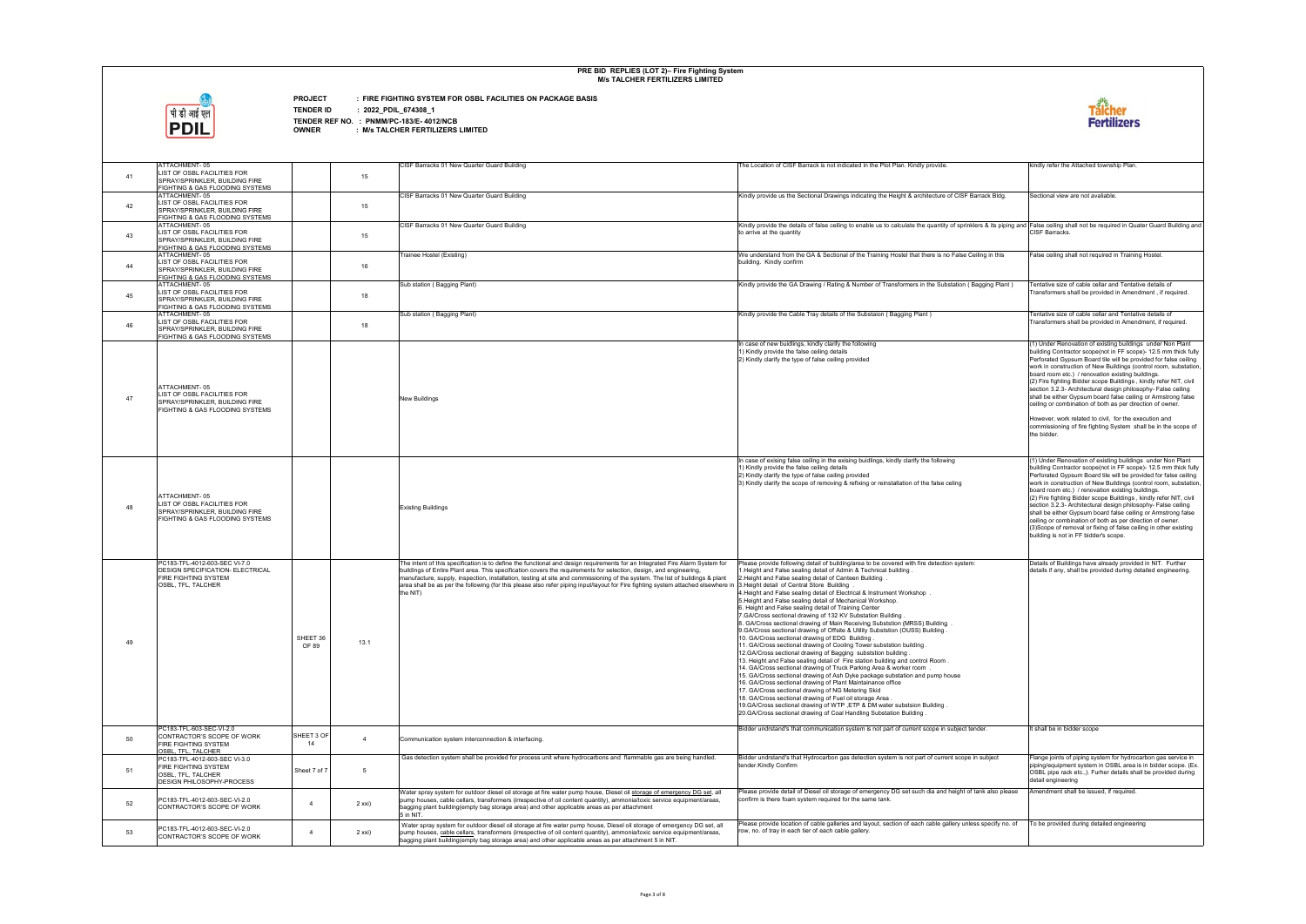# PRE BID REPLIES (LOT 2)– Fire Fighting System
## M/s TALCHER FERTILIZERS LIMITED

पी डी आई एल
PDIL

**PROJECT** : FIRE FIGHTING SYSTEM FOR OSBL FACILITIES ON PACKAGE BASIS
**TENDER ID** : 2022_PDIL_674308_1
**TENDER REF NO.** : PNMM/PC-183/E- 4012/NCB
**OWNER** : M/s TALCHER FERTILIZERS LIMITED

Talcher Fertilizers

| | | | | | | |
|---|---|---|---|---|---|---|
| 41 | ATTACHMENT- 05 LIST OF OSBL FACILITIES FOR SPRAY/SPRINKLER, BUILDING FIRE FIGHTING & GAS FLOODING SYSTEMS | | 15 | CISF Barracks 01 New Quarter Guard Building | The Location of CISF Barrack is not indicated in the Plot Plan. Kindly provide. | kindly refer the Attached township Plan. |
| 42 | ATTACHMENT- 05 LIST OF OSBL FACILITIES FOR SPRAY/SPRINKLER, BUILDING FIRE FIGHTING & GAS FLOODING SYSTEMS | | 15 | CISF Barracks 01 New Quarter Guard Building | Kindly provide us the Sectional Drawings indicating the Height & architecture of CISF Barrack Bldg. | Sectional view are not available. |
| 43 | ATTACHMENT- 05 LIST OF OSBL FACILITIES FOR SPRAY/SPRINKLER, BUILDING FIRE FIGHTING & GAS FLOODING SYSTEMS | | 15 | CISF Barracks 01 New Quarter Guard Building | Kindly provide the details of false ceiling to enable us to calculate the quantity of sprinklers & its piping and to arrive at the quantity | False ceiling shall not be required in Quater Guard Building and CISF Barracks. |
| 44 | ATTACHMENT- 05 LIST OF OSBL FACILITIES FOR SPRAY/SPRINKLER, BUILDING FIRE FIGHTING & GAS FLOODING SYSTEMS | | 16 | Trainee Hostel (Existing) | We understand from the GA & Sectional of the Training Hostel that there is no False Ceiling in this building. Kindly confirm | False ceiling shall not required in Training Hostel. |
| 45 | ATTACHMENT- 05 LIST OF OSBL FACILITIES FOR SPRAY/SPRINKLER, BUILDING FIRE FIGHTING & GAS FLOODING SYSTEMS | | 18 | Sub station ( Bagging Plant) | Kindly provide the GA Drawing / Rating & Number of Transformers in the Substation ( Bagging Plant ) | Tentative size of cable cellar and Tentative details of Transformers shall be provided in Amendment , if required. |
| 46 | ATTACHMENT- 05 LIST OF OSBL FACILITIES FOR SPRAY/SPRINKLER, BUILDING FIRE FIGHTING & GAS FLOODING SYSTEMS | | 18 | Sub station ( Bagging Plant) | Kindly provide the Cable Tray details of the Substaion ( Bagging Plant ) | Tentative size of cable cellar and Tentative details of Transformers shall be provided in Amendment, if required. |
| 47 | ATTACHMENT- 05 LIST OF OSBL FACILITIES FOR SPRAY/SPRINKLER, BUILDING FIRE FIGHTING & GAS FLOODING SYSTEMS | | | New Buildings | In case of new buildings, kindly clarify the following<br>1) Kindly provide the false ceiling details<br>2) Kindly clarify the type of false ceiling provided | (1) Under Renovation of existing buildings under Non Plant building Contractor scope(not in FF scope)- 12.5 mm thick fully Perforated Gypsum Board tile will be provided for false ceiling work in construction of New Buildings (control room, substation, board room etc.) / renovation existing buildings.<br>(2) Fire fighting Bidder scope Buildings , kindly refer NIT, civil section 3.2.3- Architectural design philosophy- False ceiling shall be either Gypsum board false ceiling or Armstrong false ceiling or combination of both as per direction of owner.<br><br>However, work related to civil, for the execution and commissioning of fire fighting System shall be in the scope of the bidder. |
| 48 | ATTACHMENT- 05 LIST OF OSBL FACILITIES FOR SPRAY/SPRINKLER, BUILDING FIRE FIGHTING & GAS FLOODING SYSTEMS | | | Existing Buildings | In case of existing false ceiling in the exising buildings, kindly clarify the following<br>1) Kindly provide the false ceiling details<br>2) Kindly clarify the type of false ceiling provided<br>3) Kindly clarify the scope of removing & refixing or reinstallation of the false ceiling | (1) Under Renovation of existing buildings under Non Plant building Contractor scope(not in FF scope)- 12.5 mm thick fully Perforated Gypsum Board tile will be provided for false ceiling work in construction of New Buildings (control room, substation, board room etc.) / renovation existing buildings.<br>(2) Fire fighting Bidder scope Buildings , kindly refer NIT, civil section 3.2.3- Architectural design philosophy- False ceiling shall be either Gypsum board false ceiling or Armstrong false ceiling or combination of both as per direction of owner.<br>(3)Scope of removal or fixing of false ceiling in other existing building is not in FF bidder's scope. |
| 49 | PC183-TFL-4012-603-SEC VI-7.0 DESIGN SPECIFICATION- ELECTRICAL FIRE FIGHTING SYSTEM OSBL, TFL, TALCHER | SHEET 36 OF 89 | 13.1 | The intent of this specification is to define the functional and design requirements for an Integrated Fire Alarm System for buildings of Entire Plant area. This specification covers the requirements for selection, design, and engineering, manufacture, supply, inspection, installation, testing at site and commissioning of the system. The list of buildings & plant area shall be as per the following (for this please also refer piping input/layout for Fire fighting system attached elsewhere in the NIT) | Please provide following detail of building/area to be covered with fire detection system:<br>1.Height and False sealing detail of Admin & Technical building .<br>2.Height and False sealing detail of Canteen Building .<br>3.Height detail of Central Store Building .<br>4.Height and False sealing detail of Electrical & Instrument Workshop .<br>5.Height and False sealing detail of Mechanical Workshop.<br>6. Height and False sealing detail of Training Center<br>7.GA/Cross sectional drawing of 132 KV Substation Building .<br>8. GA/Cross sectional drawing of Main Receiving Substation (MRSS) Building .<br>9.GA/Cross sectional drawing of Offsite & Utility Substation (OUSS) Building .<br>10. GA/Cross sectional drawing of EDG Building .<br>11. GA/Cross sectional drawing of Cooling Tower substation building .<br>12.GA/Cross sectional drawing of Bagging substation building .<br>13. Height and False sealing detail of Fire station building and control Room .<br>14. GA/Cross sectional drawing of Truck Parking Area & worker room .<br>15. GA/Cross sectional drawing of Ash Dyke package substation and pump house<br>16. GA/Cross sectional drawing of Plant Maintainance office<br>17. GA/Cross sectional drawing of NG Metering Skid<br>18. GA/Cross sectional drawing of Fuel oil storage Area .<br>19.GA/Cross sectional drawing of WTP ,ETP & DM water substsion Building .<br>20.GA/Cross sectional drawing of Coal Handling Substation Building . | Details of Buildings have already provided in NIT. Further details if any, shall be provided during detailed engineering. |
| 50 | PC183-TFL-603-SEC-VI-2.0 CONTRACTOR'S SCOPE OF WORK FIRE FIGHTING SYSTEM OSBL, TFL, TALCHER | SHEET 3 OF 14 | 4 | Communication system interconnection & interfacing. | Bidder undrstand's that communication system is not part of current scope in subject tender. | It shall be in bidder scope |
| 51 | PC183-TFL-4012-603-SEC VI-3.0 FIRE FIGHTING SYSTEM OSBL, TFL, TALCHER DESIGN PHILOSOPHY-PROCESS | Sheet 7 of 7 | 5 | Gas detection system shall be provided for process unit where hydrocarbons and flammable gas are being handled. | Bidder undrstand's that Hydrocarbon gas detection system is not part of current scope in subject tender.Kindly Confirm | Flange joints of piping system for hydrocarbon gas service in piping/equipment system in OSBL area is in bidder scope. (Ex. OSBL pipe rack etc.,). Furher details shall be provided during detail engineering |
| 52 | PC183-TFL-4012-603-SEC-VI-2.0 CONTRACTOR'S SCOPE OF WORK | 4 | 2 xxi) | Water spray system for outdoor diesel oil storage at fire water pump house, Diesel oil storage of emergency DG set, all pump houses, cable cellars, transformers (irrespective of oil content quantity), ammonia/toxic service equipment/areas, bagging plant building(empty bag storage area) and other applicable areas as per attachment 5 in NIT. | Please provide detail of Diesel oil storage of emergency DG set such dia and height of tank also please confirm is there foam system required for the same tank. | Amendment shall be issued, if required. |
| 53 | PC183-TFL-4012-603-SEC-VI-2.0 CONTRACTOR'S SCOPE OF WORK | 4 | 2 xxi) | Water spray system for outdoor diesel oil storage at fire water pump house, Diesel oil storage of emergency DG set, all pump houses, cable cellars, transformers (irrespective of oil content quantity), ammonia/toxic service equipment/areas, bagging plant building(empty bag storage area) and other applicable areas as per attachment 5 in NIT. | Please provide location of cable galleries and layout, section of each cable gallery unless specify no. of row, no. of tray in each tier of each cable gallery. | To be provided during detailed engineering |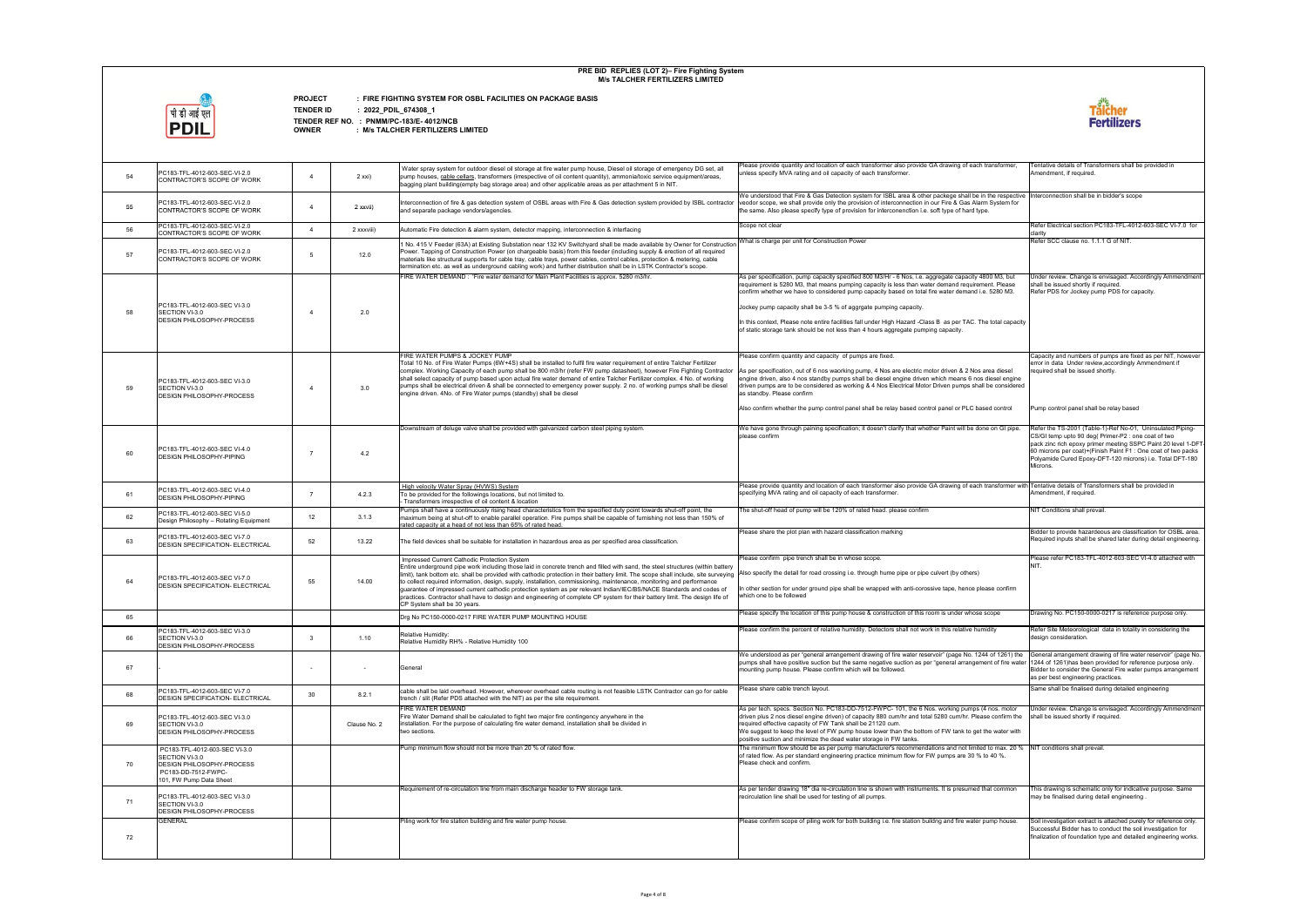# PRE BID REPLIES (LOT 2)– Fire Fighting System
## M/s TALCHER FERTILIZERS LIMITED

पी डी आई एल
**PDIL**

**PROJECT** : **FIRE FIGHTING SYSTEM FOR OSBL FACILITIES ON PACKAGE BASIS**
**TENDER ID** : **2022_PDIL_674308_1**
**TENDER REF NO.** : **PNMM/PC-183/E- 4012/NCB**
**OWNER** : **M/s TALCHER FERTILIZERS LIMITED**

**Talcher Fertilizers**

| | | | | | | |
|---|---|---|---|---|---|---|
| 54 | PC183-TFL-4012-603-SEC-VI-2.0 CONTRACTOR'S SCOPE OF WORK | 4 | 2 xxi) | Water spray system for outdoor diesel oil storage at fire water pump house, Diesel oil storage of emergency DG set, all pump houses, cable cellars, transformers (irrespective of oil content quantity), ammonia/toxic service equipment/areas, bagging plant building(empty bag storage area) and other applicable areas as per attachment 5 in NIT. | Please provide quantity and location of each transformer also provide GA drawing of each transformer, unless specify MVA rating and oil capacity of each transformer. | Tentative details of Transformers shall be provided in Amendment, if required. |
| 55 | PC183-TFL-4012-603-SEC-VI-2.0 CONTRACTOR'S SCOPE OF WORK | 4 | 2 xxvii) | Interconnection of fire & gas detection system of OSBL areas with Fire & Gas detection system provided by ISBL contractor and separate package vendors/agencies. | We understood that Fire & Gas Detection system for ISBL area & other package shall be in the respective vendor scope, we shall provide only the provision of interconnection in our Fire & Gas Alarm System for the same. Also please specify type of provision for interconnection i.e. soft type of hard type. | Interconnection shall be in bidder's scope |
| 56 | PC183-TFL-4012-603-SEC-VI-2.0 CONTRACTOR'S SCOPE OF WORK | 4 | 2 xxxviii) | Automatic Fire detection & alarm system, detector mapping, interconnection & interfacing | Scope not clear | Refer Electrical section PC183-TFL-4012-603-SEC VI-7.0 for clarity |
| 57 | PC183-TFL-4012-603-SEC-VI-2.0 CONTRACTOR'S SCOPE OF WORK | 5 | 12.0 | 1 No. 415 V Feeder (63A) at Existing Substation near 132 KV Switchyard shall be made available by Owner for Construction Power. Tapping of Construction Power (on chargeable basis) from this feeder (including supply & erection of all required materials like structural supports for cable tray, cable trays, power cables, control cables, protection & metering, cable termination etc. as well as underground cabling work) and further distribution shall be in LSTK Contractor's scope. | What is charge per unit for Construction Power | Refer SCC clause no. 1.1.1 G of NIT. |
| 58 | PC183-TFL-4012-603-SEC VI-3.0 SECTION VI-3.0 DESIGN PHILOSOPHY-PROCESS | 4 | 2.0 | FIRE WATER DEMAND : "Fire water demand for Main Plant Facilities is approx. 5280 m3/hr. | As per specification, pump capacity specified 800 M3/Hr - 6 Nos, i.e. aggregate capacity 4800 M3, but requirement is 5280 M3, that means pumping capacity is less than water demand requirement. Please confirm whether we have to considered pump capacity based on total fire water demand i.e. 5280 M3.<br><br>Jockey pump capacity shall be 3-5 % of aggrgate pumping capacity.<br><br>In this context, Please note entire facilities fall under High Hazard -Class B as per TAC. The total capacity of static storage tank should be not less than 4 hours aggregate pumping capacity. | Under review. Change is envisaged. Accordingly Ammendment shall be issued shortly if required.<br>Refer PDS for Jockey pump PDS for capacity. |
| 59 | PC183-TFL-4012-603-SEC VI-3.0 SECTION VI-3.0 DESIGN PHILOSOPHY-PROCESS | 4 | 3.0 | FIRE WATER PUMPS & JOCKEY PUMP<br>Total 10 No. of Fire Water Pumps (6W+4S) shall be installed to fulfil fire water requirement of entire Talcher Fertilizer complex. Working Capacity of each pump shall be 800 m3/hr (refer FW pump datasheet), however Fire Fighting Contractor shall select capacity of pump based upon actual fire water demand of entire Talcher Fertilizer complex. 4 No. of working pumps shall be electrical driven & shall be connected to emergency power supply. 2 no. of working pumps shall be diesel engine driven. 4No. of Fire Water pumps (standby) shall be diesel | Please confirm quantity and capacity of pumps are fixed.<br><br>As per specification, out of 6 nos waorking pump, 4 Nos are electric motor driven & 2 Nos area diesel engine driven, also 4 nos standby pumps shall be diesel engine driven which means 6 nos diesel engine driven pumps are to be considered as working & 4 Nos Electrical Motor Driven pumps shall be considered as standby. Please confirm<br><br>Also confirm whether the pump control panel shall be relay based control panel or PLC based control | Capacity and numbers of pumps are fixed as per NIT, however error in data Under review.accordingly Ammendment if required shall be issued shortly.<br><br>Pump control panel shall be relay based |
| 60 | PC183-TFL-4012-603-SEC VI-4.0 DESIGN PHILOSOPHY-PIPING | 7 | 4.2 | Downstream of deluge valve shall be provided with galvanized carbon steel piping system. | We have gone through paining specification; it doesn't clarify that whether Paint will be done on GI pipe. please confirm | Refer the TS-2001 (Table-1)-Ref No-01, Uninsulated Piping-CS/GI temp upto 90 deg( Primer-P2 : one coat of two pack zinc rich epoxy primer meeting SSPC Paint 20 level 1-DFT-60 microns per coat)+(Finish Paint F1 : One coat of two packs Polyamide Cured Epoxy-DFT-120 microns) i.e. Total DFT-180 Microns. |
| 61 | PC183-TFL-4012-603-SEC VI-4.0 DESIGN PHILOSOPHY-PIPING | 7 | 4.2.3 | High velocity Water Spray (HVWS) System<br>To be provided for the followings locations, but not limited to.<br>- Transformers irrespective of oil content & location | Please provide quantity and location of each transformer also provide GA drawing of each transformer with specifying MVA rating and oil capacity of each transformer. | Tentative details of Transformers shall be provided in Amendment, if required. |
| 62 | PC183-TFL-4012-603-SEC VI-5.0 Design Philosophy – Rotating Equipment | 12 | 3.1.3 | Pumps shall have a continuously rising head characteristics from the specified duty point towards shut-off point, the maximum being at shut-off to enable parallel operation. Fire pumps shall be capable of furnishing not less than 150% of rated capacity at a head of not less than 65% of rated head. | The shut-off head of pump will be 120% of rated head. please confirm | NIT Conditions shall prevail. |
| 63 | PC183-TFL-4012-603-SEC VI-7.0 DESIGN SPECIFICATION- ELECTRICAL | 52 | 13.22 | The field devices shall be suitable for installation in hazardous area as per specified area classification. | Please share the plot plan with hazard classification marking | Bidder to provide hazardeous are classification for OSBL area. Required inputs shall be shared later during detail engineering. |
| 64 | PC183-TFL-4012-603-SEC VI-7.0 DESIGN SPECIFICATION- ELECTRICAL | 55 | 14.00 | Impressed Current Cathodic Protection System<br>Entire underground pipe work including those laid in concrete trench and filled with sand, the steel structures (within battery limit), tank bottom etc. shall be provided with cathodic protection in their battery limit. The scope shall include, site surveying to collect required information, design, supply, installation, commissioning, maintenance, monitoring and performance guarantee of impressed current cathodic protection system as per relevant Indian/IEC/BS/NACE Standards and codes of practices. Contractor shall have to design and engineering of complete CP system for their battery limit. The design life of CP System shall be 30 years. | Please confirm pipe trench shall be in whose scope.<br><br>Also specify the detail for road crossing i.e. through hume pipe or pipe culvert (by others)<br><br>In other section for under ground pipe shall be wrapped with anti-corossive tape, hence please confirm which one to be followed | Please refer PC183-TFL-4012-603-SEC VI-4.0 attached with NIT. |
| 65 | | | | Drg No PC150-0000-0217 FIRE WATER PUMP MOUNTING HOUSE | Please specify the location of this pump house & construction of this room is under whose scope | Drawing No. PC150-0000-0217 is reference purpose only. |
| 66 | PC183-TFL-4012-603-SEC VI-3.0 SECTION VI-3.0 DESIGN PHILOSOPHY-PROCESS | 3 | 1.10 | Relative Humidity:<br>Relative Humidity RH% - Relative Humidity 100 | Please confirm the percent of relative humidity. Detectors shall not work in this relative humidity | Refer Site Meteorological data in totality in considering the design consideration. |
| 67 | - | - | - | General | We understood as per "general arrangement drawing of fire water reservoir" (page No. 1244 of 1261) the pumps shall have positive suction but the same negative suction as per "general arrangement of fire water mounting pump house. Please confirm which will be followed. | General arrangement drawing of fire water reservoir" (page No. 1244 of 1261)has been provided for reference purpose only. Bidder to consider the General Fire water pumps arrangement as per best engineering practices. |
| 68 | PC183-TFL-4012-603-SEC VI-7.0 DESIGN SPECIFICATION- ELECTRICAL | 30 | 8.2.1 | cable shall be laid overhead. However, wherever overhead cable routing is not feasible LSTK Contractor can go for cable trench / slit (Refer PDS attached with the NIT) as per the site requirement. | Please share cable trench layout. | Same shall be finalised during detailed engineering |
| 69 | PC183-TFL-4012-603-SEC VI-3.0 SECTION VI-3.0 DESIGN PHILOSOPHY-PROCESS | | Clause No. 2 | FIRE WATER DEMAND<br>Fire Water Demand shall be calculated to fight two major fire contingency anywhere in the installation. For the purpose of calculating fire water demand, installation shall be divided in two sections. | As per tech. specs. Section No. PC183-DD-7512-FWPC- 101, the 6 Nos. working pumps (4 nos. motor driven plus 2 nos diesel engine driven) of capacity 880 cum/hr and total 5280 cum/hr. Please confirm the required effective capacity of FW Tank shall be 21120 cum.<br>We suggest to keep the level of FW pump house lower than the bottom of FW tank to get the water with positive suction and minimize the dead water storage in FW tanks. | Under review. Change is envisaged. Accordingly Ammendment shall be issued shortly if required. |
| 70 | PC183-TFL-4012-603-SEC VI-3.0 SECTION VI-3.0 DESIGN PHILOSOPHY-PROCESS PC183-DD-7512-FWPC-101, FW Pump Data Sheet | | | Pump minimum flow should not be more than 20 % of rated flow. | The minimum flow should be as per pump manufacturer's recommendations and not limited to max. 20 % of rated flow. As per standard engineering practice minimum flow for FW pumps are 30 % to 40 %. Please check and confirm. | NIT conditions shall prevail. |
| 71 | PC183-TFL-4012-603-SEC VI-3.0 SECTION VI-3.0 DESIGN PHILOSOPHY-PROCESS | | | Requirement of re-circulation line from main discharge header to FW storage tank. | As per tender drawing 18" dia re-circulation line is shown with instruments. It is presumed that common recirculation line shall be used for testing of all pumps. | This drawing is schematic only for indicative purpose. Same may be finalised during detail engineering . |
| 72 | GENERAL | | | Piling work for fire station building and fire water pump house. | Please confirm scope of piling work for both building i.e. fire station building and fire water pump house. | Soil investigation extract is attached purely for reference only. Successful Bidder has to conduct the soil investigation for finalization of foundation type and detailed engineering works. |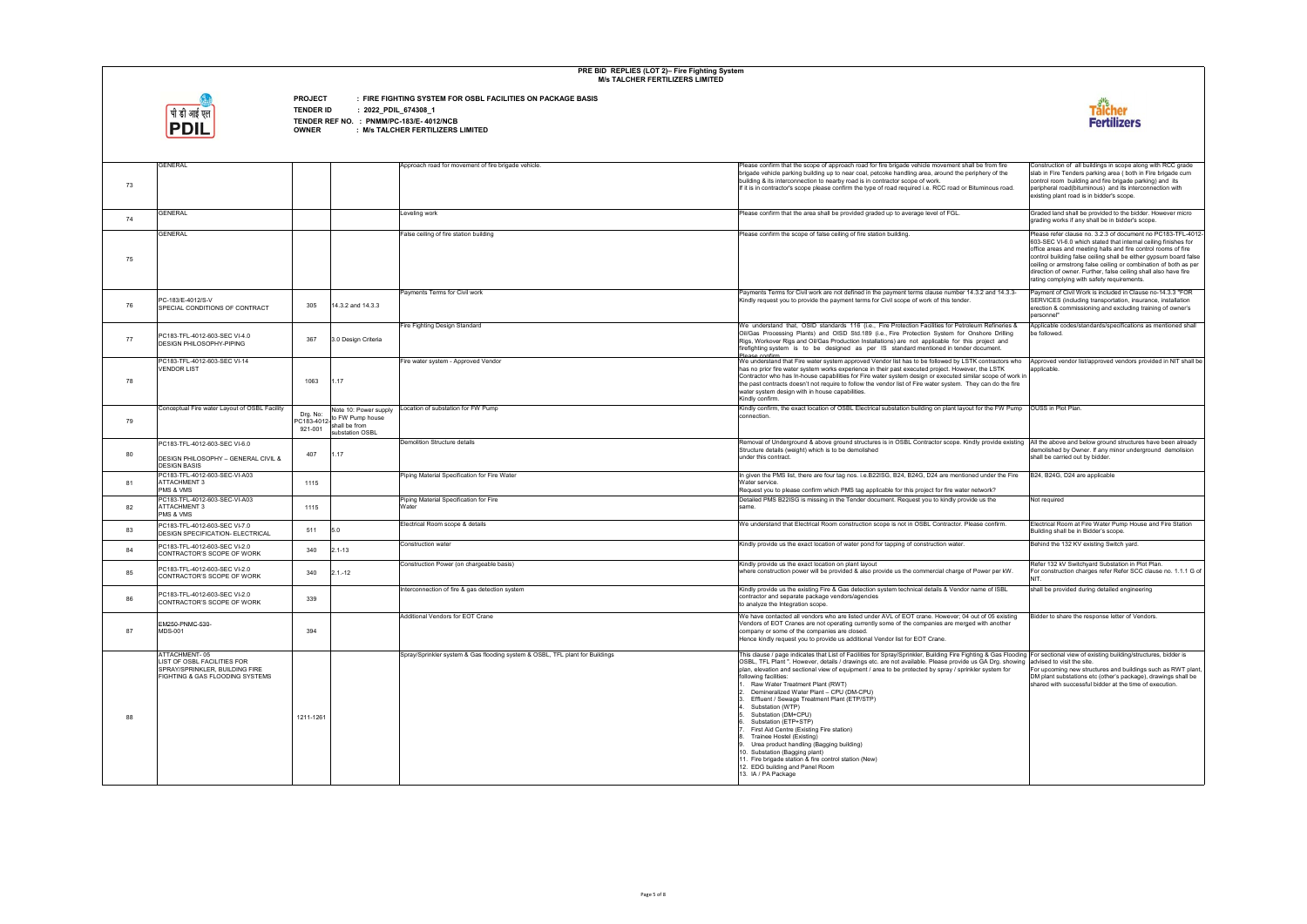# PRE BID REPLIES (LOT 2)– Fire Fighting System
## M/s TALCHER FERTILIZERS LIMITED

**PROJECT** : FIRE FIGHTING SYSTEM FOR OSBL FACILITIES ON PACKAGE BASIS
**TENDER ID** : 2022_PDIL_674308_1
**TENDER REF NO.** : PNMM/PC-183/E- 4012/NCB
**OWNER** : M/s TALCHER FERTILIZERS LIMITED

| | | | | | | |
|---|---|---|---|---|---|---|
| 73 | GENERAL | | | Approach road for movement of fire brigade vehicle. | Please confirm that the scope of approach road for fire brigade vehicle movement shall be from fire brigade vehicle parking building up to near coal, petcoke handling area, around the periphery of the building & its interconnection to nearby road is in contractor scope of work. If it is in contractor's scope please confirm the type of road required i.e. RCC road or Bituminous road. | Construction of all buildings in scope along with RCC grade slab in Fire Tenders parking area ( both in Fire brigade cum control room building and fire brigade parking) and its peripheral road(bituminous) and its interconnection with existing plant road is in bidder's scope. |
| 74 | GENERAL | | | Leveling work | Please confirm that the area shall be provided graded up to average level of FGL. | Graded land shall be provided to the bidder. However micro grading works if any shall be in bidder's scope. |
| 75 | GENERAL | | | False ceiling of fire station building | Please confirm the scope of false ceiling of fire station building. | Please refer clause no. 3.2.3 of document no PC183-TFL-4012-603-SEC VI-6.0 which stated that internal ceiling finishes for office areas and meeting halls and fire control rooms of fire control building false ceiling shall be either gypsum board false ceiling or armstrong false ceiling or combination of both as per direction of owner. Further, false ceiling shall also have fire rating complying with safety requirements. |
| 76 | PC-183/E-4012/S-V SPECIAL CONDITIONS OF CONTRACT | 305 | 14.3.2 and 14.3.3 | Payments Terms for Civil work | Payments Terms for Civil work are not defined in the payment terms clause number 14.3.2 and 14.3.3- Kindly request you to provide the payment terms for Civil scope of work of this tender. | Payment of Civil Work is included in Clause no-14.3.3 "FOR SERVICES (including transportation, insurance, installation erection & commissioning and excluding training of owner's personnel" |
| 77 | PC183-TFL-4012-603-SEC VI-4.0 DESIGN PHILOSOPHY-PIPING | 367 | 3.0 Design Criteria | Fire Fighting Design Standard | We understand that, OSID standards 116 (i.e., Fire Protection Facilities for Petroleum Refineries & Oil/Gas Processing Plants) and OISD Std.189 (i.e., Fire Protection System for Onshore Drilling Rigs, Workover Rigs and Oil/Gas Production Installations) are not applicable for this project and firefighting system is to be designed as per IS standard mentioned in tender document. Please confirm. | Applicable codes/standards/specifications as mentioned shall be followed. |
| 78 | PC183-TFL-4012-603-SEC VI-14 VENDOR LIST | 1063 | 1.17 | Fire water system - Approved Vendor | We understand that Fire water system approved Vendor list has to be followed by LSTK contractors who has no prior fire water system works experience in their past executed project. However, the LSTK Contractor who has In-house capabilities for Fire water system design or executed similar scope of work in the past contracts doesn't not require to follow the vendor list of Fire water system. They can do the fire water system design with in house capabilities. Kindly confirm. | Approved vendor list/approved vendors provided in NIT shall be applicable. |
| 79 | Conceptual Fire water Layout of OSBL Facility | Drg. No: PC183-4012-921-001 | Note 10: Power supply to FW Pump house shall be from substation OSBL | Location of substation for FW Pump | Kindly confirm, the exact location of OSBL Electrical substation building on plant layout for the FW Pump connection. | OUSS in Plot Plan. |
| 80 | PC183-TFL-4012-603-SEC VI-6.0 DESIGN PHILOSOPHY – GENERAL CIVIL & DESIGN BASIS | 407 | 1.17 | Demolition Structure details | Removal of Underground & above ground structures is in OSBL Contractor scope. Kindly provide existing Structure details (weight) which is to be demolished under this contract. | All the above and below ground structures have been already demolished by Owner. If any minor underground demolision shall be carried out by bidder. |
| 81 | PC183-TFL-4012-603-SEC-VI-A03 ATTACHMENT 3 PMS & VMS | 1115 | | Piping Material Specification for Fire Water | In given the PMS list, there are four tag nos. i.e.B22ISG, B24, B24G, D24 are mentioned under the Fire Water service. Request you to please confirm which PMS tag applicable for this project for fire water network? | B24, B24G, D24 are applicable |
| 82 | PC183-TFL-4012-603-SEC-VI-A03 ATTACHMENT 3 PMS & VMS | 1115 | | Piping Material Specification for Fire Water | Detailed PMS B22ISG is missing in the Tender document: Request you to kindly provide us the same. | Not required |
| 83 | PC183-TFL-4012-603-SEC VI-7.0 DESIGN SPECIFICATION- ELECTRICAL | 511 | 5.0 | Electrical Room scope & details | We understand that Electrical Room construction scope is not in OSBL Contractor. Please confirm. | Electrical Room at Fire Water Pump House and Fire Station Building shall be in Bidder's scope. |
| 84 | PC183-TFL-4012-603-SEC VI-2.0 CONTRACTOR'S SCOPE OF WORK | 340 | 2.1-13 | Construction water | Kindly provide us the exact location of water pond for tapping of construction water. | Behind the 132 KV existing Switch yard. |
| 85 | PC183-TFL-4012-603-SEC VI-2.0 CONTRACTOR'S SCOPE OF WORK | 340 | 2.1.-12 | Construction Power (on chargeable basis) | Kindly provide us the exact location on plant layout where construction power will be provided & also provide us the commercial charge of Power per kW. | Refer 132 kV Switchyard Substation in Plot Plan. For construction charges refer Refer SCC clause no. 1.1.1 G of NIT. |
| 86 | PC183-TFL-4012-603-SEC VI-2.0 CONTRACTOR'S SCOPE OF WORK | 339 | | Interconnection of fire & gas detection system | Kindly provide us the existing Fire & Gas detection system technical details & Vendor name of ISBL contractor and separate package vendors/agencies to analyze the Integration scope. | shall be provided during detailed engineering |
| 87 | EM250-PNMC-530-MDS-001 | 394 | | Additional Vendors for EOT Crane | We have contacted all vendors who are listed under AVL of EOT crane. However; 04 out of 05 existing Vendors of EOT Cranes are not operating currently some of the companies are merged with another company or some of the companies are closed. Hence kindly request you to provide us additional Vendor list for EOT Crane. | Bidder to share the response letter of Vendors. |
| 88 | ATTACHMENT- 05 LIST OF OSBL FACILITIES FOR SPRAY/SPRINKLER, BUILDING FIRE FIGHTING & GAS FLOODING SYSTEMS | 1211-1261 | | Spray/Sprinkler system & Gas flooding system & OSBL, TFL plant for Buildings | This clause / page indicates that List of Facilities for Spray/Sprinkler, Building Fire Fighting & Gas Flooding OSBL, TFL Plant ". However, details / drawings etc. are not available. Please provide us GA Drg. showing plan, elevation and sectional view of equipment / area to be protected by spray / sprinkler system for following facilities:<br>1. Raw Water Treatment Plant (RWT)<br>2. Demineralized Water Plant – CPU (DM-CPU)<br>3. Effluent / Sewage Treatment Plant (ETP/STP)<br>4. Substation (WTP)<br>5. Substation (DM+CPU)<br>6. Substation (ETP+STP)<br>7. First Aid Centre (Existing Fire station)<br>8. Trainee Hostel (Existing)<br>9. Urea product handling (Bagging building)<br>10. Substation (Bagging plant)<br>11. Fire brigade station & fire control station (New)<br>12. EDG building and Panel Room<br>13. IA / PA Package | For sectional view of existing building/structures, bidder is advised to visit the site. For upcoming new structures and buildings such as RWT plant, DM plant substations etc (other's package), drawings shall be shared with successful bidder at the time of execution. |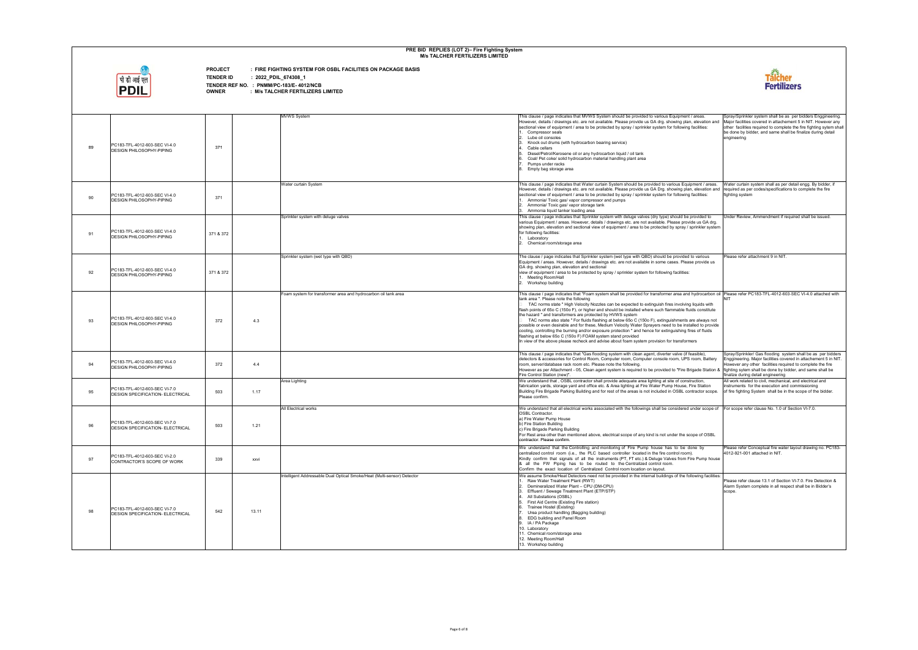# PRE BID REPLIES (LOT 2)– Fire Fighting System
## M/s TALCHER FERTILIZERS LIMITED

पी डी आई एल
**PDIL**

**PROJECT** : **FIRE FIGHTING SYSTEM FOR OSBL FACILITIES ON PACKAGE BASIS**
**TENDER ID** : **2022_PDIL_674308_1**
**TENDER REF NO.** : **PNMM/PC-183/E- 4012/NCB**
**OWNER** : **M/s TALCHER FERTILIZERS LIMITED**

**Talcher Fertilizers**

| | | | | | | |
|---|---|---|---|---|---|---|
| 89 | PC183-TFL-4012-603-SEC VI-4.0 DESIGN PHILOSOPHY-PIPING | 371 | | MVWS System | This clause / page indicates that MVWS System should be provided to various Equipment / areas. However, details / drawings etc. are not available. Please provide us GA drg. showing plan, elevation and sectional view of equipment / area to be protected by spray / sprinkler system for following facilities:<br>1. Compressor seals<br>2. Lube oil consoles<br>3. Knock out drums (with hydrocarbon bearing service)<br>4. Cable cellars<br>5. Diesel/Petrol/Kerosene oil or any hydrocarbon liquid / oil tank<br>6. Coal/ Pet coke/ solid hydrocarbon material handling plant area<br>7. Pumps under racks<br>8. Empty bag storage area | Spray/Sprinkler system shall be as per bidders Enggineering. Major facilities covered in attachement 5 in NIT. However any other facilities required to complete the fire fighting sytem shall be done by bidder, and same shall be finalize during detail engineering |
| 90 | PC183-TFL-4012-603-SEC VI-4.0 DESIGN PHILOSOPHY-PIPING | 371 | | Water curtain System | This clause / page indicates that Water curtain System should be provided to various Equipment / areas. However, details / drawings etc. are not available. Please provide us GA drg. showing plan, elevation and sectional view of equipment / area to be protected by spray / sprinkler system for following facilities:<br>1. Ammonia/ Toxic gas/ vapor compressor and pumps<br>2. Ammonia/ Toxic gas/ vapor storage tank<br>3. Ammonia liquid tanker loading area | Water curtain system shall as per detail engg. By bidder, if required as per codes/specifications to complete the fire fighting system |
| 91 | PC183-TFL-4012-603-SEC VI-4.0 DESIGN PHILOSOPHY-PIPING | 371 & 372 | | Sprinkler system with deluge valves | This clause / page indicates that Sprinkler system with deluge valves (dry type) should be provided to various Equipment / areas. However, details / drawings etc. are not available. Please provide us GA drg. showing plan, elevation and sectional view of equipment / area to be protected by spray / sprinkler system for following facilities:<br>1. Laboratory<br>2. Chemical room/storage area | Under Review, Ammendment if required shall be issued. |
| 92 | PC183-TFL-4012-603-SEC VI-4.0 DESIGN PHILOSOPHY-PIPING | 371 & 372 | | Sprinkler system (wet type with QBD) | The clause / page indicates that Sprinkler system (wet type with QBD) should be provided to various Equipment / areas. However, details / drawings etc. are not available in some cases. Please provide us GA drg. showing plan, elevation and sectional view of equipment / area to be protected by spray / sprinkler system for following facilities:<br>1. Meeting Room/Hall<br>2. Workshop building | Please refer attachment 9 in NIT. |
| 93 | PC183-TFL-4012-603-SEC VI-4.0 DESIGN PHILOSOPHY-PIPING | 372 | 4.3 | Foam system for transformer area and hydrocarbon oil tank area | This clause / page indicates that "Foam system shall be provided for transformer area and hydrocarbon oil tank area ". Please note the following<br>TAC norms state " High Velocity Nozzles can be expected to extinguish fires involving liquids with flash points of 65o C (150o F), or higher and should be installed where such flammable fluids constitute the hazard " and transformers are protected by HVWS system<br>TAC norms also state " For fluids flashing at below 65o C (150o F), extinguishments are always not possible or even desirable and for these, Medium Velocity Water Sprayers need to be installed to provide cooling, controlling the burning and/or exposure protection " and hence for extinguishing fires of fluids flashing at below 65o C (150o F) FOAM system stand provided<br>In view of the above please recheck and advise about foam system provision for transformers | Please refer PC183-TFL-4012-603-SEC VI-4.0 attached with NIT |
| 94 | PC183-TFL-4012-603-SEC VI-4.0 DESIGN PHILOSOPHY-PIPING | 372 | 4.4 | | This clause / page indicates that "Gas flooding system with clean agent, diverter valve (if feasible), detectors & accessories for Control Room, Computer room, Computer console room, UPS room, Battery room, server/database rack room etc. Please note the following.<br>However as per Attachment - 05, Clean agent system is required to be provided to "Fire Brigade Station & Fire Control Station (new)". | Spray/Sprinkler/ Gas flooding system shall be as per bidders Enggineering. Major facilities covered in attachement 5 in NIT. However any other facilities required to complete the fire fighting sytem shall be done by bidder, and same shall be finalize during detail engineering |
| 95 | PC183-TFL-4012-603-SEC VI-7.0 DESIGN SPECIFICATION- ELECTRICAL | 503 | 1.17 | Area Lighting | We understand that , OSBL contractor shall provide adequate area lighting at site of construction, fabrication yards, storage yard and office etc. & Area lighting at Fire Water Pump House, Fire Station Building Fire Brigade Parking Building and for rest of the areas is not included in OSBL contractor scope. Please confirm. | All work related to civil, mechanical, and electrical and instruments for the execution and commissioning of fire fighting System shall be in the scope of the bidder. |
| 96 | PC183-TFL-4012-603-SEC VI-7.0 DESIGN SPECIFICATION- ELECTRICAL | 503 | 1.21 | All Electrical works | We understand that all electrical works associated with the followings shall be considered under scope of OSBL Contractor.<br>a) Fire Water Pump House<br>b) Fire Station Building<br>c) Fire Brigade Parking Building<br>For Rest area other than mentioned above, electrical scope of any kind is not under the scope of OSBL contractor. Please confirm. | For scope refer clause No. 1.0 of Section VI-7.0. |
| 97 | PC183-TFL-4012-603-SEC VI-2.0 CONTRACTOR'S SCOPE OF WORK | 339 | xxvi | | We understand that the Controlling and monitoring of Fire Pump house has to be done by centralized control room (i.e., the PLC based controller located in the fire control room).<br>Kindly confirm that signals of all the instruments (PT, FT etc.) & Deluge Valves from Fire Pump house & all the FW Piping has to be routed to the Centralized control room.<br>Confirm the exact location of Centralized Control room location on layout. | Please refer Conceptual fire water layout drawing no. PC183-4012-921-001 attached in NIT. |
| 98 | PC183-TFL-4012-603-SEC VI-7.0 DESIGN SPECIFICATION- ELECTRICAL | 542 | 13.11 | Intelligent Addressable Dual Optical Smoke/Heat (Multi-sensor) Detector | We assume Smoke/Heat Detectors need not be provided in the internal buildings of the following facilities:<br>1. Raw Water Treatment Plant (RWT)<br>2. Demineralized Water Plant – CPU (DM-CPU)<br>3. Effluent / Sewage Treatment Plant (ETP/STP)<br>4. All Substations (OSBL)<br>5. First Aid Centre (Existing Fire station)<br>6. Trainee Hostel (Existing)<br>7. Urea product handling (Bagging building)<br>8. EDG building and Panel Room<br>9. IA / PA Package<br>10. Laboratory<br>11. Chemical room/storage area<br>12. Meeting Room/Hall<br>13. Workshop building | Please refer clause 13.1 of Section VI-7.0. Fire Detection & Alarm System complete in all respect shall be in Bidder's scope. |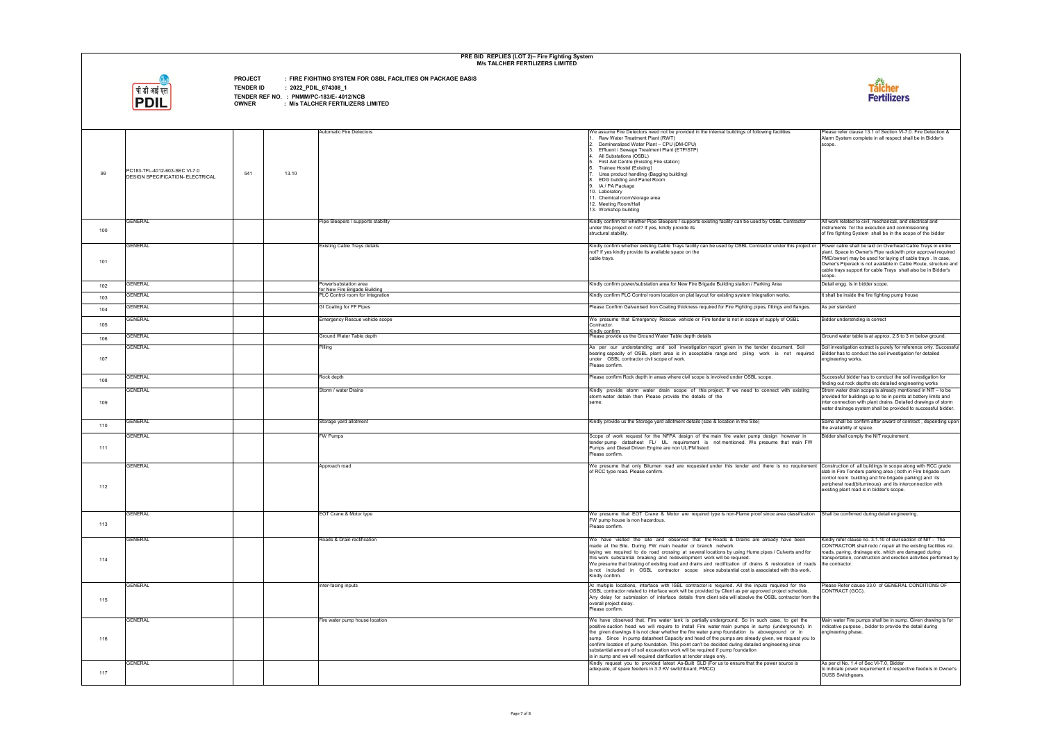# PRE BID REPLIES (LOT 2)– Fire Fighting System
## M/s TALCHER FERTILIZERS LIMITED

पी डी आई एल
PDIL

**PROJECT** : **FIRE FIGHTING SYSTEM FOR OSBL FACILITIES ON PACKAGE BASIS**
**TENDER ID** : **2022_PDIL_674308_1**
**TENDER REF NO.** : **PNMM/PC-183/E- 4012/NCB**
**OWNER** : **M/s TALCHER FERTILIZERS LIMITED**

Talcher Fertilizers

| | | | | | | |
|---|---|---|---|---|---|---|
| 99 | PC183-TFL-4012-603-SEC VI-7.0 DESIGN SPECIFICATION- ELECTRICAL | 541 | 13.10 | Automatic Fire Detectors | We assume Fire Detectors need not be provided in the internal buildings of following facilities:<br>1. Raw Water Treatment Plant (RWT)<br>2. Demineralized Water Plant – CPU (DM-CPU)<br>3. Effluent / Sewage Treatment Plant (ETP/STP)<br>4. All Substations (OSBL)<br>5. First Aid Centre (Existing Fire station)<br>6. Trainee Hostel (Existing)<br>7. Urea product handling (Bagging building)<br>8. EDG building and Panel Room<br>9. IA / PA Package<br>10. Laboratory<br>11. Chemical room/storage area<br>12. Meeting Room/Hall<br>13. Workshop building | Please refer clause 13.1 of Section VI-7.0. Fire Detection & Alarm System complete in all respect shall be in Bidder's scope. |
| 100 | GENERAL | | | Pipe Sleepers / supports stability | Kindly confirm for whether Pipe Sleepers / supports existing facility can be used by OSBL Contractor under this project or not? If yes, kindly provide its structural stability. | All work related to civil, mechanical, and electrical and instruments for the execution and commissioning of fire fighting System shall be in the scope of the bidder |
| 101 | GENERAL | | | Existing Cable Trays details | Kindly confirm whether existing Cable Trays facility can be used by OSBL Contractor under this project or not? If yes kindly provide its available space on the cable trays. | Power cable shall be laid on Overhead Cable Trays in entire plant. Space in Owner's Pipe rack(with prior approval required PMC/owner) may be used for laying of cable trays . In case, Owner's Piperack is not available in Cable Route, structure and cable trays support for cable Trays shall also be in Bidder's scope. |
| 102 | GENERAL | | | Power/substation area for New Fire Brigade Building | Kindly confirm power/substation area for New Fire Brigade Building station / Parking Area | Detail engg. Is in bidder scope. |
| 103 | GENERAL | | | PLC Control room for Integration | Kindly confirm PLC Control room location on plat layout for existing system Integration works. | It shall be inside the fire fighting pump house |
| 104 | GENERAL | | | GI Coating for FF Pipes | Please Confirm Galvanised Iron Coating thickness required for Fire Fighting pipes, fittings and flanges. | As per standard |
| 105 | GENERAL | | | Emergency Rescue vehicle scope | We presume that Emergency Rescue vehicle or Fire tender is not in scope of supply of OSBL Contractor.<br>Kindly confirm | Bidder understnding is correct |
| 106 | GENERAL | | | Ground Water Table depth | Please provide us the Ground Water Table depth details | Ground water table is at approx. 2.5 to 3 m below ground. |
| 107 | GENERAL | | | Pilling | As per our understanding and soil investigation report given in the tender document, Soil bearing capacity of OSBL plant area is in acceptable range and piling work is not required under OSBL contractor civil scope of work.<br>Please confirm. | Soil investigation extract is purely for reference only. Successful Bidder has to conduct the soil investigation for detailed engineering works. |
| 108 | GENERAL | | | Rock depth | Please confirm Rock depth in areas where civil scope is involved under OSBL scope. | Successful bidder has to conduct the soil investigation for finding out rock depths etc detailed engineering works |
| 109 | GENERAL | | | Storm / water Drains | Kindly provide storm water drain scope of this project. If we need to connect with existing storm water detain then Please provide the details of the same. | Strom water drain scope is already mentioned in NIT – to be provided for buildings up to tie in points at battery limits and inter connection with plant drains. Detailed drawings of storm water drainage system shall be provided to successful bidder. |
| 110 | GENERAL | | | Storage yard allotment | Kindly provide us the Storage yard allotment details (size & location in the Site) | Same shall be confirm after award of contract , depending upon the availability of space. |
| 111 | GENERAL | | | FW Pumps | Scope of work request for the NFPA design of the main fire water pump design however in tender pump datasheet FL/ UL requirement is not mentioned. We presume that main FW Pumps and Diesel Driven Engine are non UL/FM listed.<br>Please confirm. | Bidder shall comply the NIT requirement. |
| 112 | GENERAL | | | Approach road | We presume that only Bitumen road are requested under this tender and there is no requirement of RCC type road. Please confirm. | Construction of all buildings in scope along with RCC grade slab in Fire Tenders parking area ( both in Fire brigade cum control room building and fire brigade parking) and its peripheral road(bituminous) and its interconnection with existing plant road is in bidder's scope. |
| 113 | GENERAL | | | EOT Crane & Motor type | We presume that EOT Crane & Motor are required type is non-Flame proof since area classification FW pump house is non hazardous.<br>Please confirm. | Shall be confirmed during detail engineering. |
| 114 | GENERAL | | | Roads & Drain rectification | We have visited the site and observed that the Roads & Drains are already have been made at the Site. During FW main header or branch network laying we required to do road crossing at several locations by using Hume pipes / Culverts and for this work substantial breaking and redevelopment work will be required.<br>We presume that braking of existing road and drains and rectification of drains & restoration of roads is not included in OSBL contractor scope since substantial cost is associated with this work.<br>Kindly confirm. | Kindly refer clause no. 3.1.10 of civil section of NIT - The CONTRACTOR shall redo / repair all the existing facilities viz. roads, paving, drainage etc. which are damaged during transportation, construction and erection activities performed by the contractor. |
| 115 | GENERAL | | | Inter-facing inputs | At multiple locations, interface with ISBL contractor is required. All the inputs required for the OSBL contractor related to interface work will be provided by Client as per approved project schedule. Any delay for submission of interface details from client side will absolve the OSBL contractor from the overall project delay.<br>Please confirm. | Please Refer clause 33.0 of GENERAL CONDITIONS OF CONTRACT (GCC). |
| 116 | GENERAL | | | Fire water pump house location | We have observed that, Fire water tank is partially underground. So in such case, to get the positive suction head we will require to install Fire water main pumps in sump (underground). In the given drawings it is not clear whether the fire water pump foundation is aboveground or in sump. Since in pump datasheet Capacity and head of the pumps are already given, we request you to confirm location of pump foundation. This point can't be decided during detailed engineering since substantial amount of soil excavation work will be required if pump foundation is in sump and we will required clarification at tender stage only. | Main water Fire pumps shall be in sump. Given drawing is for indicative purpose , bidder to provide the detail during engineering phase. |
| 117 | GENERAL | | | | Kindly request you to provided latest As-Built SLD (For us to ensure that the power source is adequate, of spare feeders in 3.3 KV switchboard, PMCC) | As per cl No. 1.4 of Sec VI-7.0, Bidder to indicate power requirement of respective feeders in Owner's OUSS Switchgears. |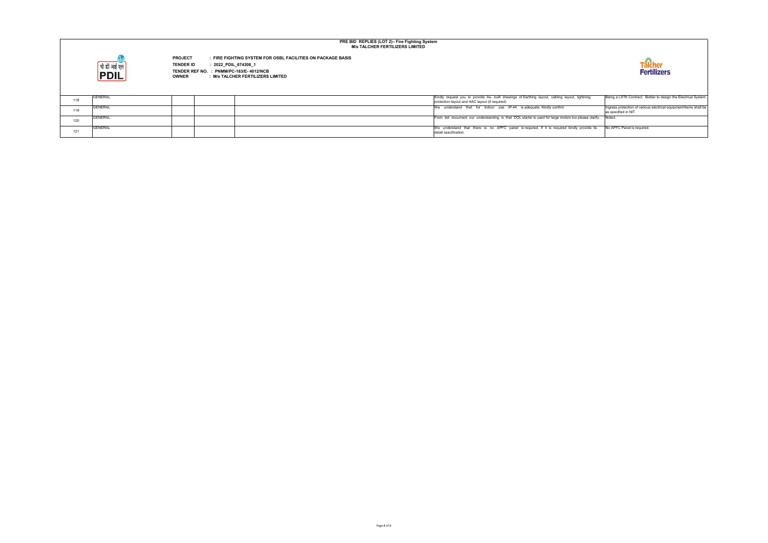## PRE BID REPLIES (LOT 2)– Fire Fighting System
### M/s TALCHER FERTILIZERS LIMITED

पी डी आई एल
**PDIL**

**PROJECT** : FIRE FIGHTING SYSTEM FOR OSBL FACILITIES ON PACKAGE BASIS
**TENDER ID** : 2022_PDIL_674308_1
**TENDER REF NO.** : PNMM/PC-183/E- 4012/NCB
**OWNER** : M/s TALCHER FERTILIZERS LIMITED

**Talcher Fertilizers**

| | | | | | | |
|---|---|---|---|---|---|---|
| 118 | GENERAL | | | | Kindly request you to provide As- built drawings of Earthing layout, cabling layout, lightning protection layout and HAC layout (if required) | Being a LSTK Contract, Bidder to design the Electrical System. |
| 119 | GENERAL | | | | We understand that for Indoor use IP-44 is adequate. Kindly confirm | Ingress protection of various electrical equipment/items shall be as specified in NIT. |
| 120 | GENERAL | | | | From bid document our understanding is that DOL starter is used for large motors too please clarify. | Noted. |
| 121 | GENERAL | | | | We understand that there is no APFC panel is required. If it is required kindly provide its detail specification. | No APFC Panel is required. |